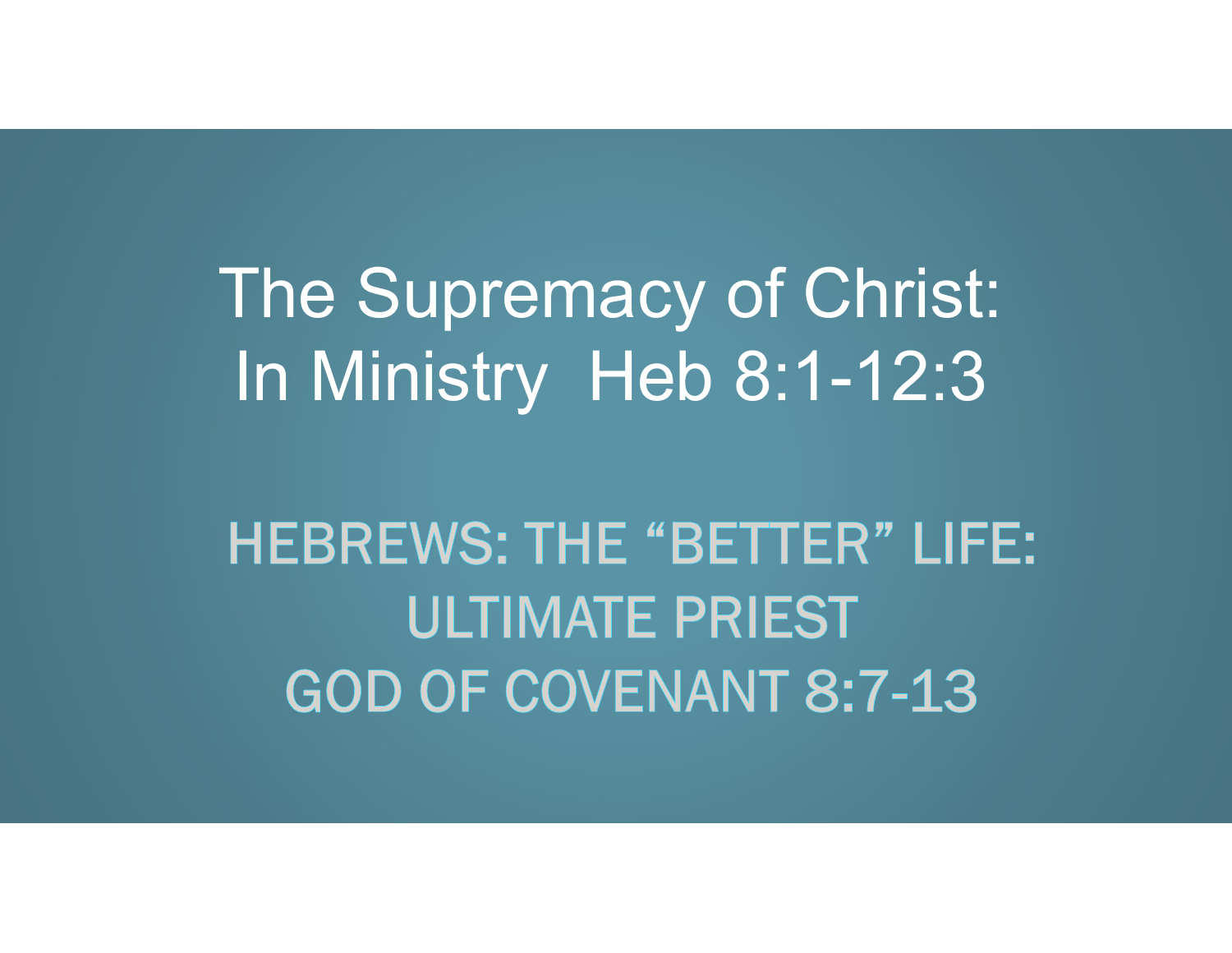# The Supremacy of Christ: In Ministry Heb 8:1-12:3

## HEBREWS: THE "BETTER" LIFE: ULTIMATE PRIEST GOD OF COVENANT 8:7-13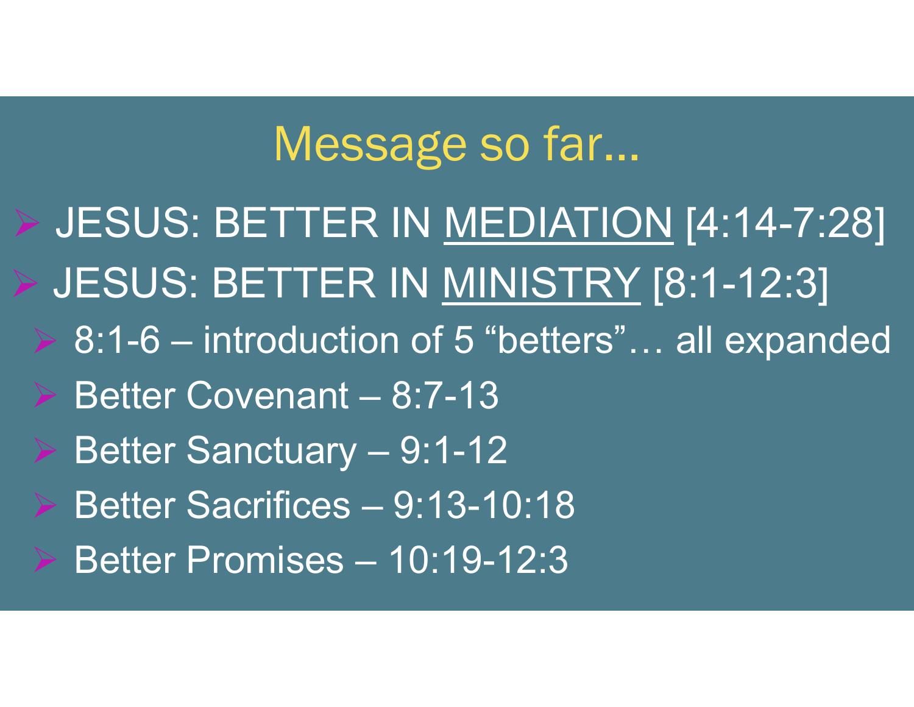# Message so far…

- JESUS: BETTER IN <u>MEDIATION</u> [4:14-7:28]
- JESUS: BETTER IN <u>MINISTRY</u> [8:1-12:3]
  - 8:1-6 – introduction of 5 "betters"… all expanded
  - Better Covenant – 8:7-13
  - Better Sanctuary – 9:1-12
  - Better Sacrifices – 9:13-10:18
  - Better Promises – 10:19-12:3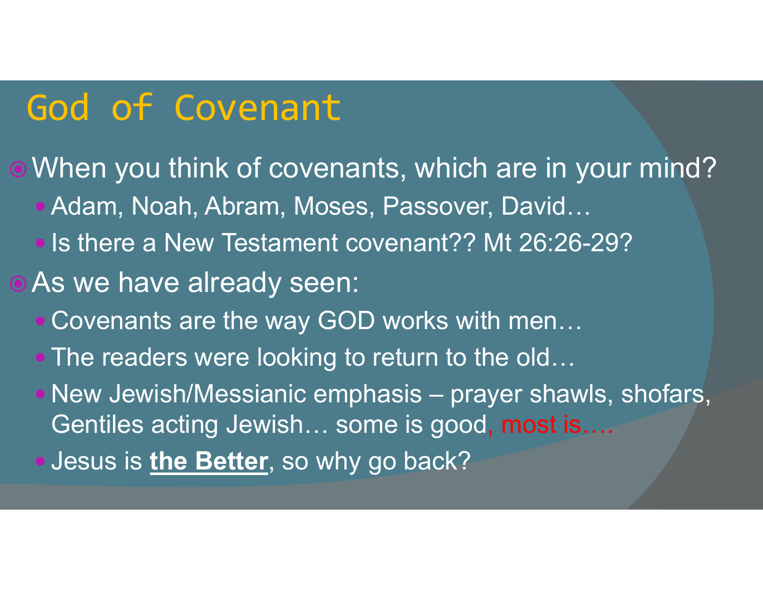# God of Covenant

- When you think of covenants, which are in your mind?
  - Adam, Noah, Abram, Moses, Passover, David…
  - Is there a New Testament covenant?? Mt 26:26-29?
- As we have already seen:
  - Covenants are the way GOD works with men…
  - The readers were looking to return to the old…
  - New Jewish/Messianic emphasis – prayer shawls, shofars, Gentiles acting Jewish… some is good, most is….
  - Jesus is **the Better**, so why go back?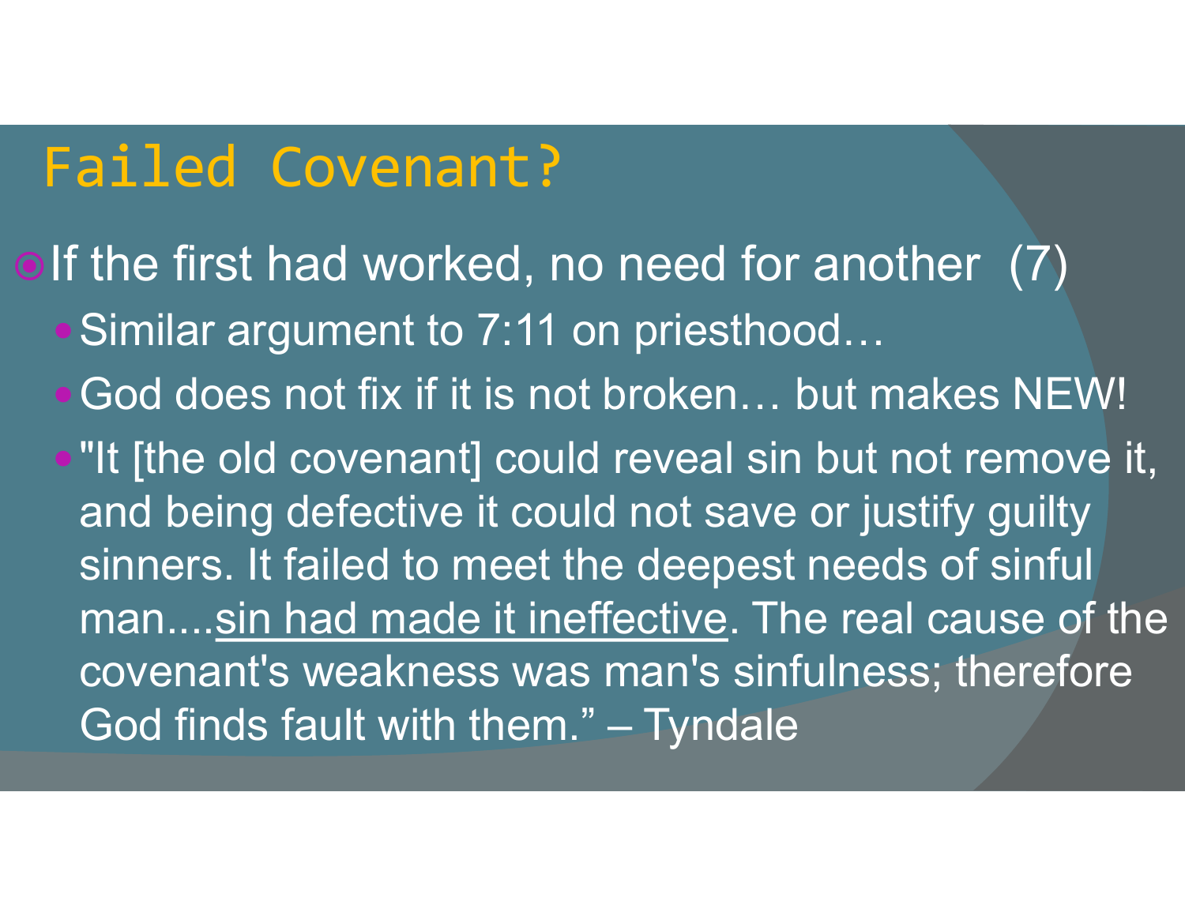# Failed Covenant?

- If the first had worked, no need for another (7)
  - Similar argument to 7:11 on priesthood…
  - God does not fix if it is not broken… but makes NEW!
  - "It [the old covenant] could reveal sin but not remove it, and being defective it could not save or justify guilty sinners. It failed to meet the deepest needs of sinful man....<u>sin had made it ineffective</u>. The real cause of the covenant's weakness was man's sinfulness; therefore God finds fault with them." – Tyndale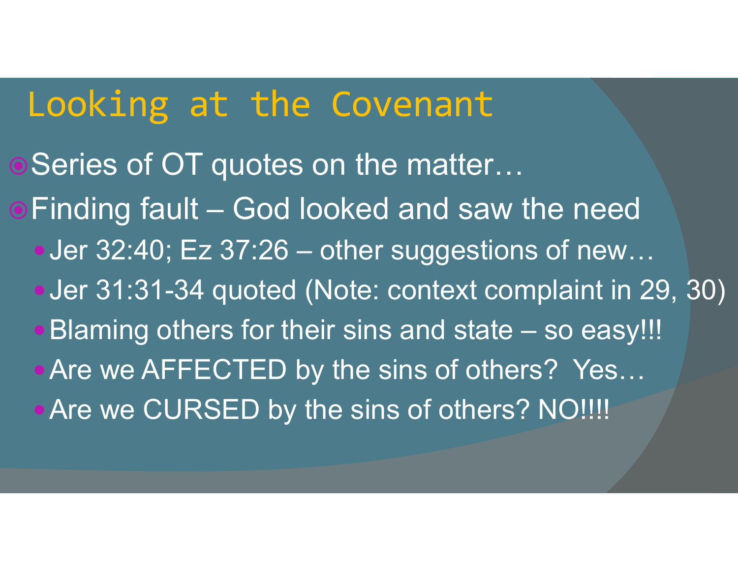# Looking at the Covenant

- Series of OT quotes on the matter…
- Finding fault – God looked and saw the need
  - Jer 32:40; Ez 37:26 – other suggestions of new…
  - Jer 31:31-34 quoted (Note: context complaint in 29, 30)
  - Blaming others for their sins and state – so easy!!!
  - Are we AFFECTED by the sins of others? Yes…
  - Are we CURSED by the sins of others? NO!!!!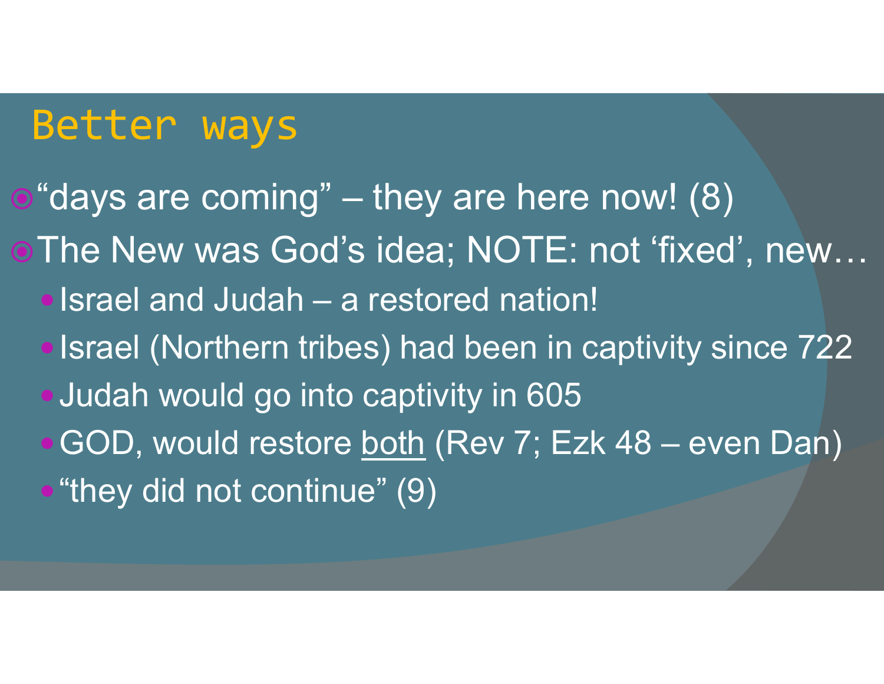# Better ways

- "days are coming" – they are here now! (8)
- The New was God's idea; NOTE: not 'fixed', new…
  - Israel and Judah – a restored nation!
  - Israel (Northern tribes) had been in captivity since 722
  - Judah would go into captivity in 605
  - GOD, would restore <u>both</u> (Rev 7; Ezk 48 – even Dan)
  - "they did not continue" (9)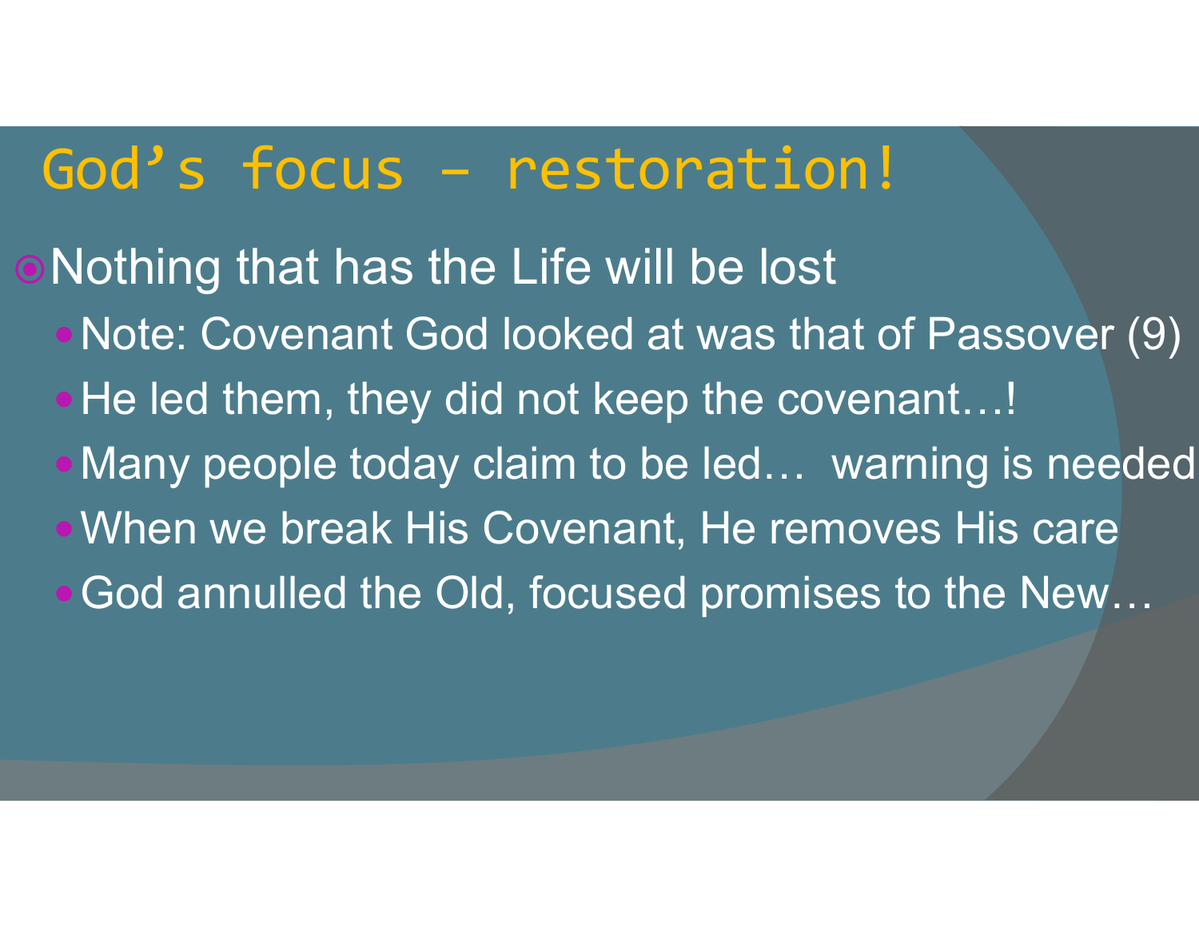# God's focus – restoration!

- Nothing that has the Life will be lost
  - Note: Covenant God looked at was that of Passover (9)
  - He led them, they did not keep the covenant…!
  - Many people today claim to be led… warning is needed
  - When we break His Covenant, He removes His care
  - God annulled the Old, focused promises to the New…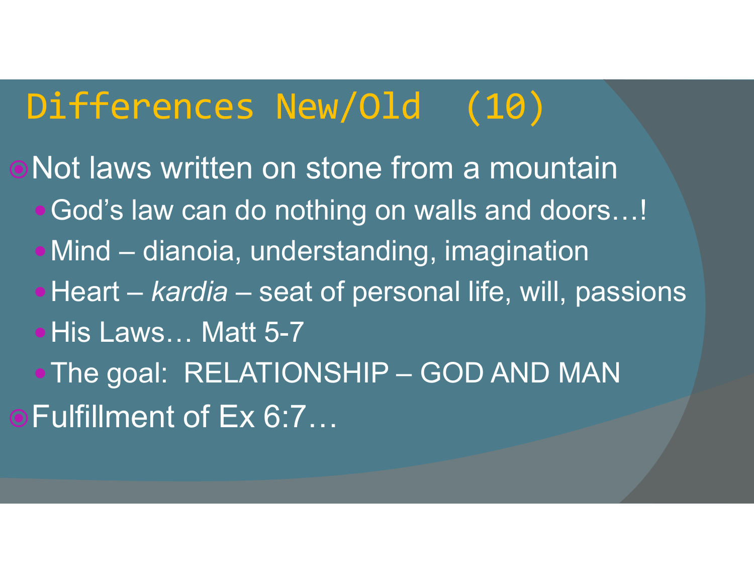# Differences New/Old (10)

- Not laws written on stone from a mountain
  - God's law can do nothing on walls and doors…!
  - Mind – dianoia, understanding, imagination
  - Heart – *kardia* – seat of personal life, will, passions
  - His Laws… Matt 5-7
  - The goal: RELATIONSHIP – GOD AND MAN
- Fulfillment of Ex 6:7…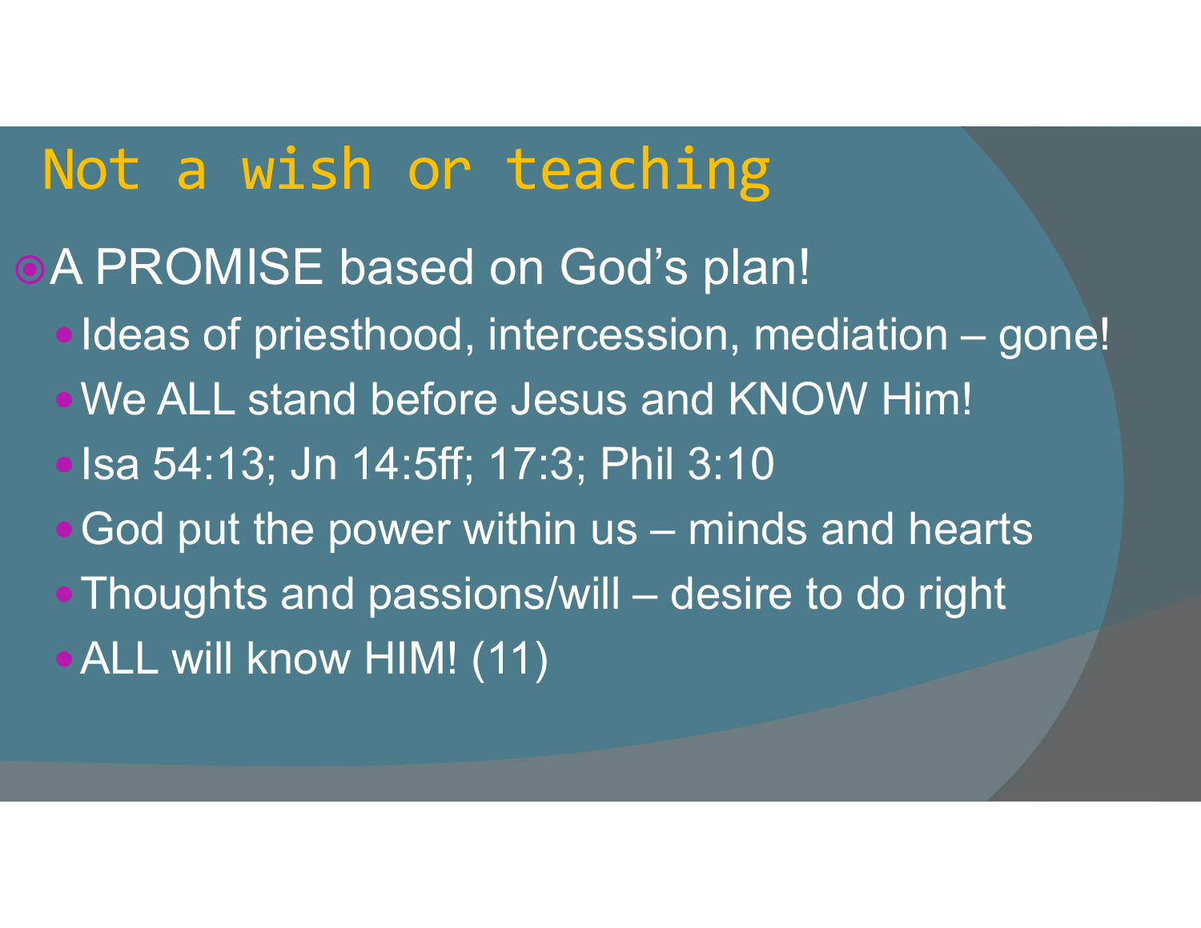# Not a wish or teaching

- A PROMISE based on God's plan!
  - Ideas of priesthood, intercession, mediation – gone!
  - We ALL stand before Jesus and KNOW Him!
  - Isa 54:13; Jn 14:5ff; 17:3; Phil 3:10
  - God put the power within us – minds and hearts
  - Thoughts and passions/will – desire to do right
  - ALL will know HIM! (11)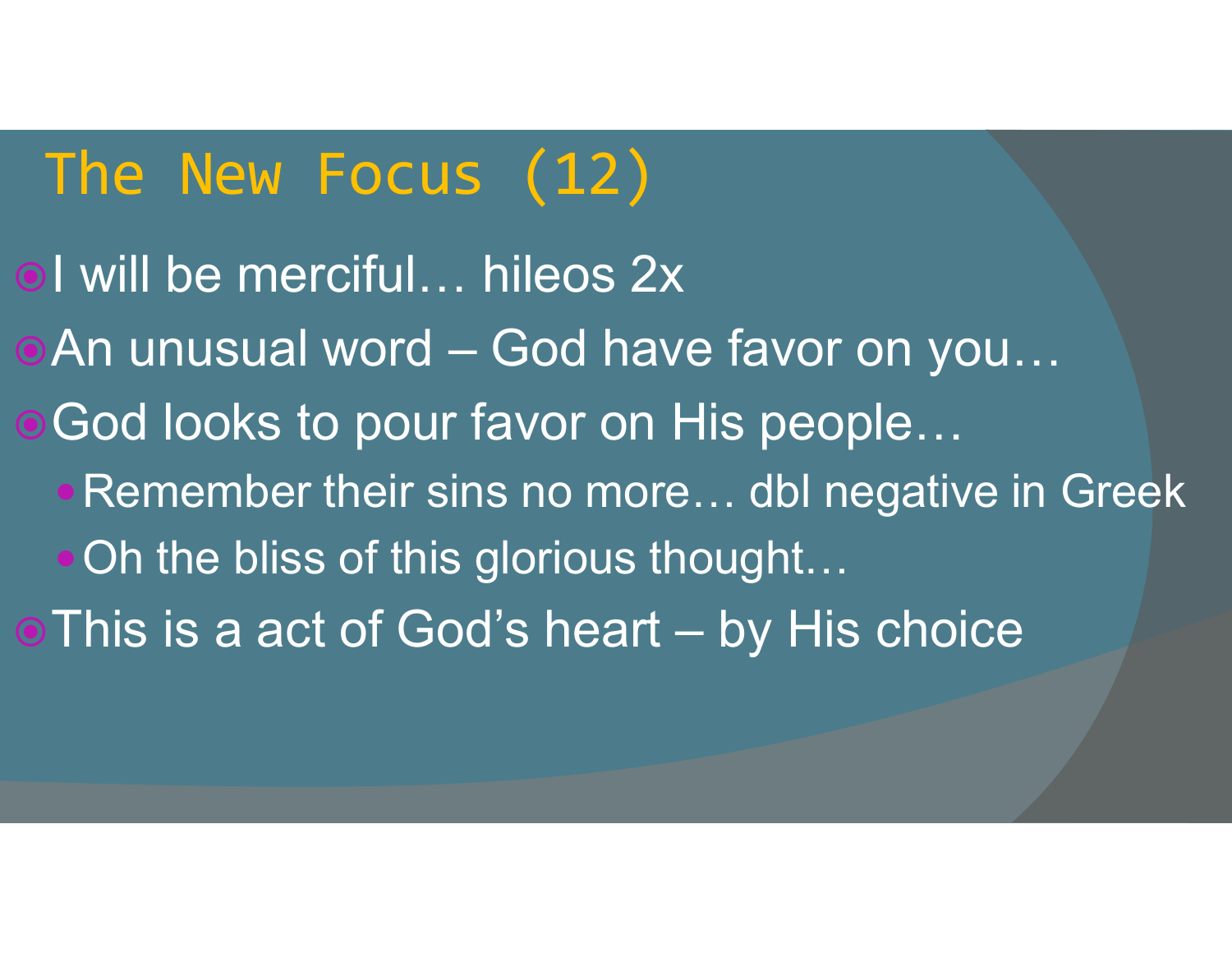# The New Focus (12)

- I will be merciful… hileos 2x
- An unusual word – God have favor on you…
- God looks to pour favor on His people…
  - Remember their sins no more… dbl negative in Greek
  - Oh the bliss of this glorious thought…
- This is a act of God's heart – by His choice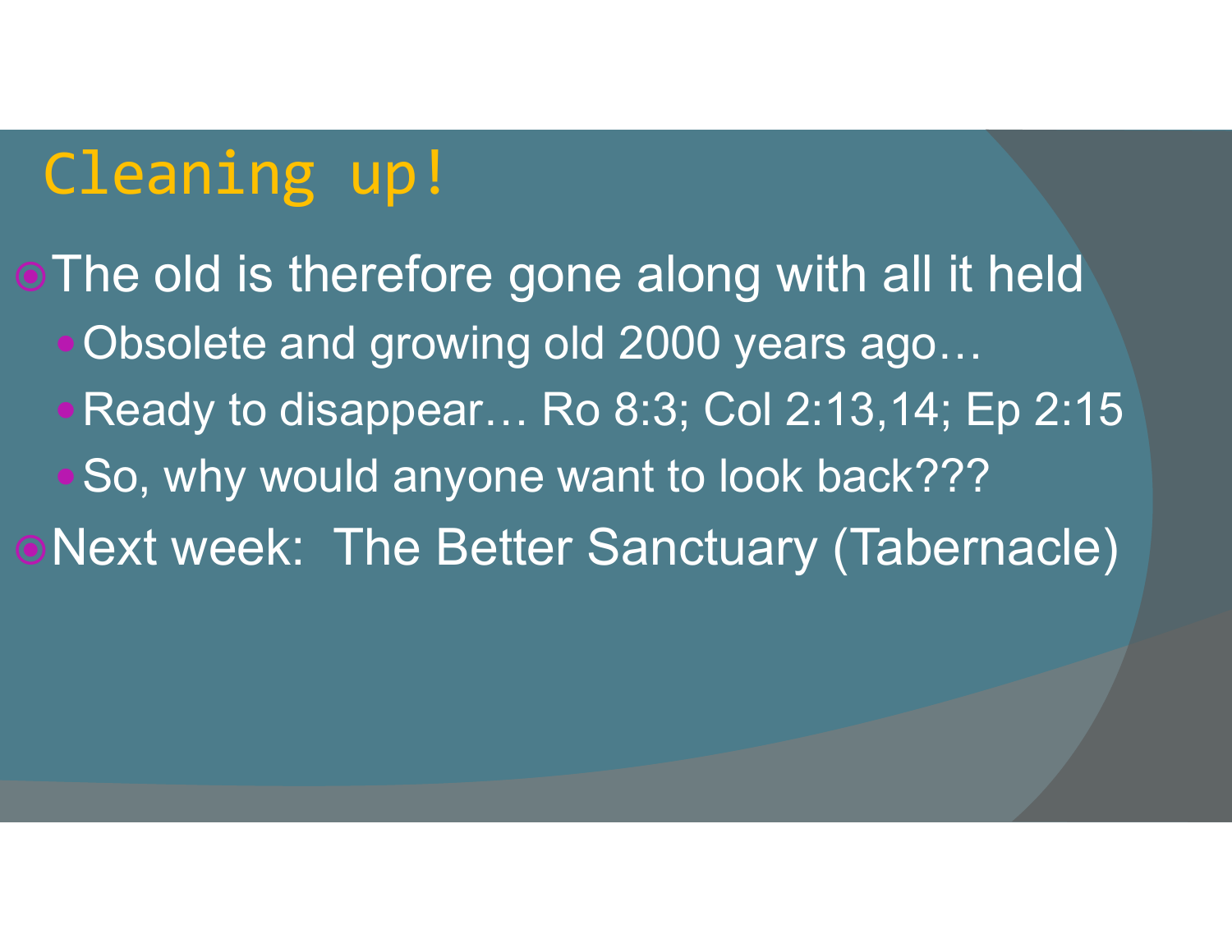# Cleaning up!

- The old is therefore gone along with all it held
  - Obsolete and growing old 2000 years ago…
  - Ready to disappear… Ro 8:3; Col 2:13,14; Ep 2:15
  - So, why would anyone want to look back???
- Next week: The Better Sanctuary (Tabernacle)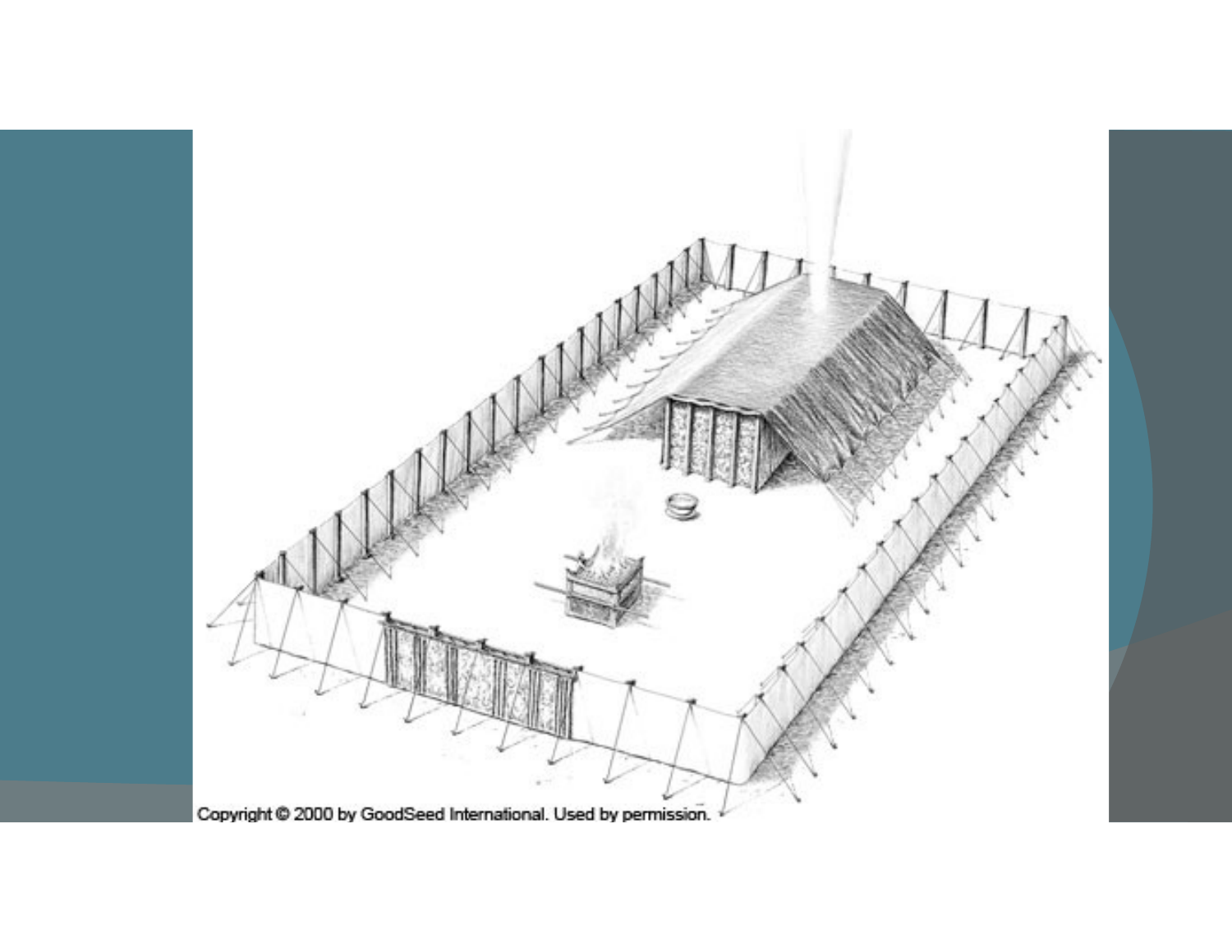Copyright © 2000 by GoodSeed International. Used by permission.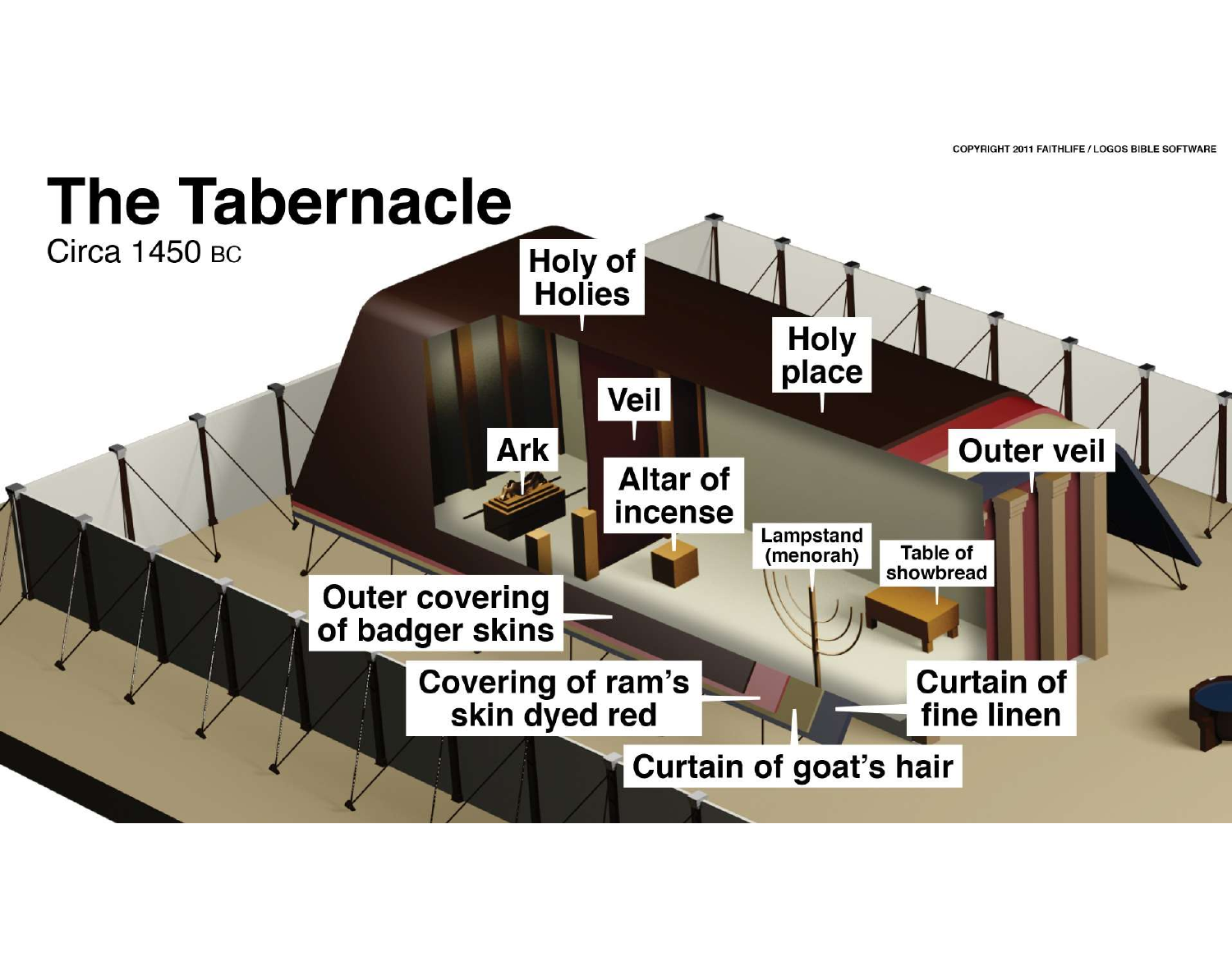COPYRIGHT 2011 FAITHLIFE / LOGOS BIBLE SOFTWARE

# The Tabernacle

Circa 1450 BC

Holy of Holies

Holy place

Veil

Ark

Altar of incense

Outer veil

Lampstand (menorah)

Table of showbread

Outer covering of badger skins

Covering of ram's skin dyed red

Curtain of fine linen

Curtain of goat's hair